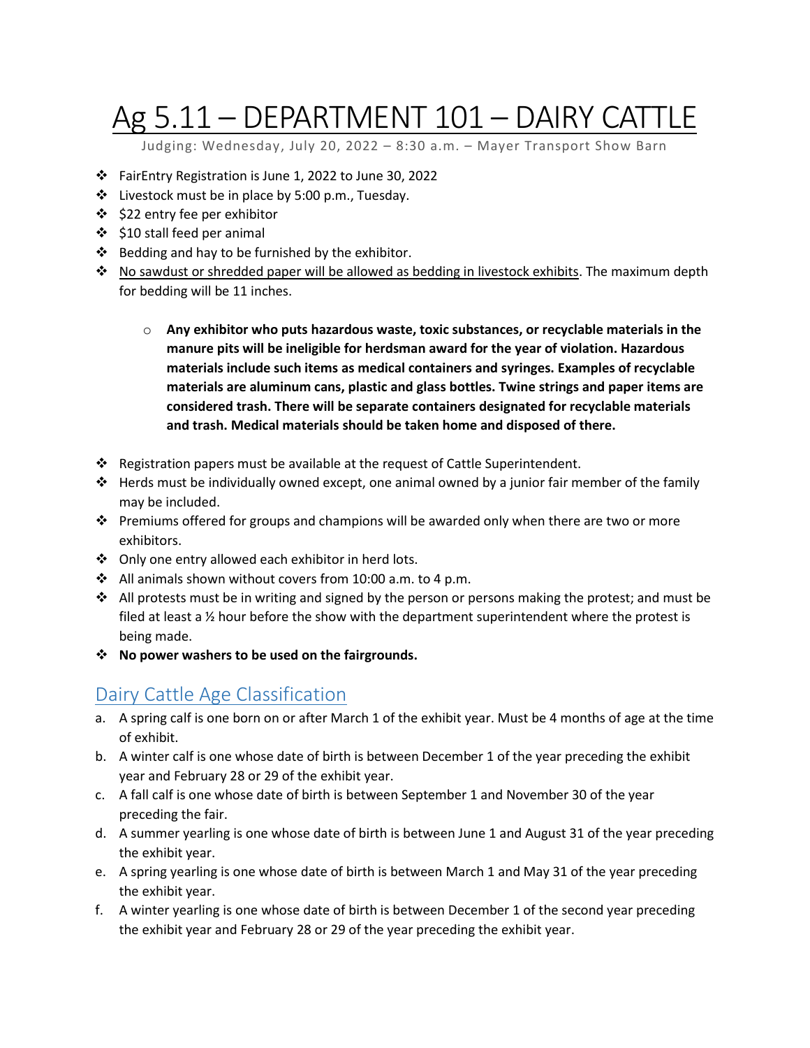# Ag 5.11 – DEPARTMENT 101 – DAIRY CATTLE

Judging: Wednesday, July 20, 2022 – 8:30 a.m. – Mayer Transport Show Barn

- FairEntry Registration is June 1, 2022 to June 30, 2022
- Livestock must be in place by 5:00 p.m., Tuesday.
- $22 entry fee per exhibitor
- $10 stall feed per animal
- Bedding and hay to be furnished by the exhibitor.
- No sawdust or shredded paper will be allowed as bedding in livestock exhibits. The maximum depth for bedding will be 11 inches.
    - **Any exhibitor who puts hazardous waste, toxic substances, or recyclable materials in the manure pits will be ineligible for herdsman award for the year of violation. Hazardous materials include such items as medical containers and syringes. Examples of recyclable materials are aluminum cans, plastic and glass bottles. Twine strings and paper items are considered trash. There will be separate containers designated for recyclable materials and trash. Medical materials should be taken home and disposed of there.**
- Registration papers must be available at the request of Cattle Superintendent.
- Herds must be individually owned except, one animal owned by a junior fair member of the family may be included.
- Premiums offered for groups and champions will be awarded only when there are two or more exhibitors.
- Only one entry allowed each exhibitor in herd lots.
- All animals shown without covers from 10:00 a.m. to 4 p.m.
- All protests must be in writing and signed by the person or persons making the protest; and must be filed at least a ½ hour before the show with the department superintendent where the protest is being made.
- **No power washers to be used on the fairgrounds.**

## Dairy Cattle Age Classification

a. A spring calf is one born on or after March 1 of the exhibit year. Must be 4 months of age at the time of exhibit.

b. A winter calf is one whose date of birth is between December 1 of the year preceding the exhibit year and February 28 or 29 of the exhibit year.

c. A fall calf is one whose date of birth is between September 1 and November 30 of the year preceding the fair.

d. A summer yearling is one whose date of birth is between June 1 and August 31 of the year preceding the exhibit year.

e. A spring yearling is one whose date of birth is between March 1 and May 31 of the year preceding the exhibit year.

f. A winter yearling is one whose date of birth is between December 1 of the second year preceding the exhibit year and February 28 or 29 of the year preceding the exhibit year.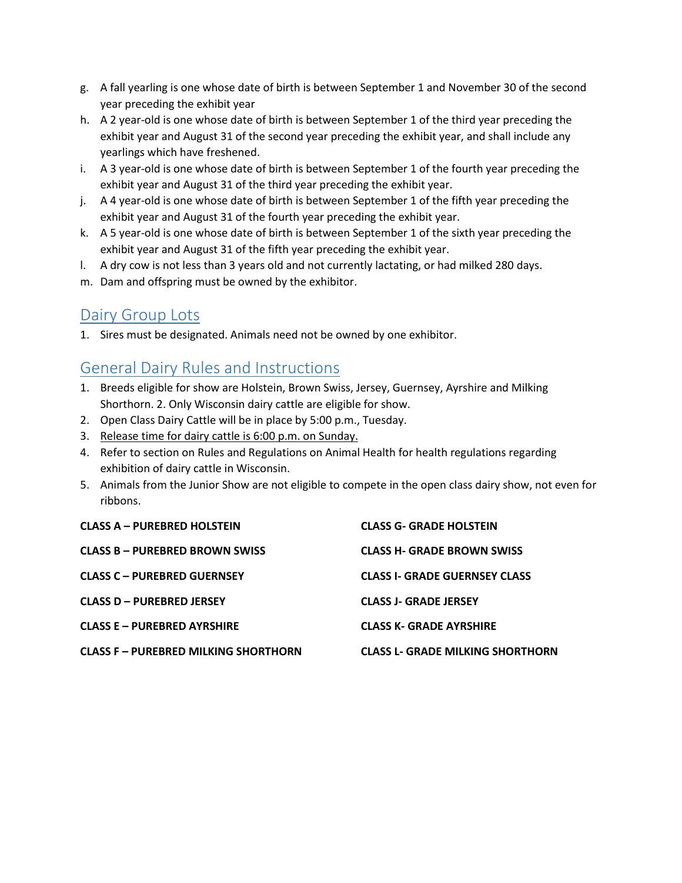g. A fall yearling is one whose date of birth is between September 1 and November 30 of the second year preceding the exhibit year
h. A 2 year-old is one whose date of birth is between September 1 of the third year preceding the exhibit year and August 31 of the second year preceding the exhibit year, and shall include any yearlings which have freshened.
i. A 3 year-old is one whose date of birth is between September 1 of the fourth year preceding the exhibit year and August 31 of the third year preceding the exhibit year.
j. A 4 year-old is one whose date of birth is between September 1 of the fifth year preceding the exhibit year and August 31 of the fourth year preceding the exhibit year.
k. A 5 year-old is one whose date of birth is between September 1 of the sixth year preceding the exhibit year and August 31 of the fifth year preceding the exhibit year.
l. A dry cow is not less than 3 years old and not currently lactating, or had milked 280 days.
m. Dam and offspring must be owned by the exhibitor.

## Dairy Group Lots

1. Sires must be designated. Animals need not be owned by one exhibitor.

## General Dairy Rules and Instructions

1. Breeds eligible for show are Holstein, Brown Swiss, Jersey, Guernsey, Ayrshire and Milking Shorthorn. 2. Only Wisconsin dairy cattle are eligible for show.
2. Open Class Dairy Cattle will be in place by 5:00 p.m., Tuesday.
3. Release time for dairy cattle is 6:00 p.m. on Sunday.
4. Refer to section on Rules and Regulations on Animal Health for health regulations regarding exhibition of dairy cattle in Wisconsin.
5. Animals from the Junior Show are not eligible to compete in the open class dairy show, not even for ribbons.

**CLASS A – PUREBRED HOLSTEIN**

**CLASS B – PUREBRED BROWN SWISS**

**CLASS C – PUREBRED GUERNSEY**

**CLASS D – PUREBRED JERSEY**

**CLASS E – PUREBRED AYRSHIRE**

**CLASS F – PUREBRED MILKING SHORTHORN**

**CLASS G- GRADE HOLSTEIN**

**CLASS H- GRADE BROWN SWISS**

**CLASS I- GRADE GUERNSEY CLASS**

**CLASS J- GRADE JERSEY**

**CLASS K- GRADE AYRSHIRE**

**CLASS L- GRADE MILKING SHORTHORN**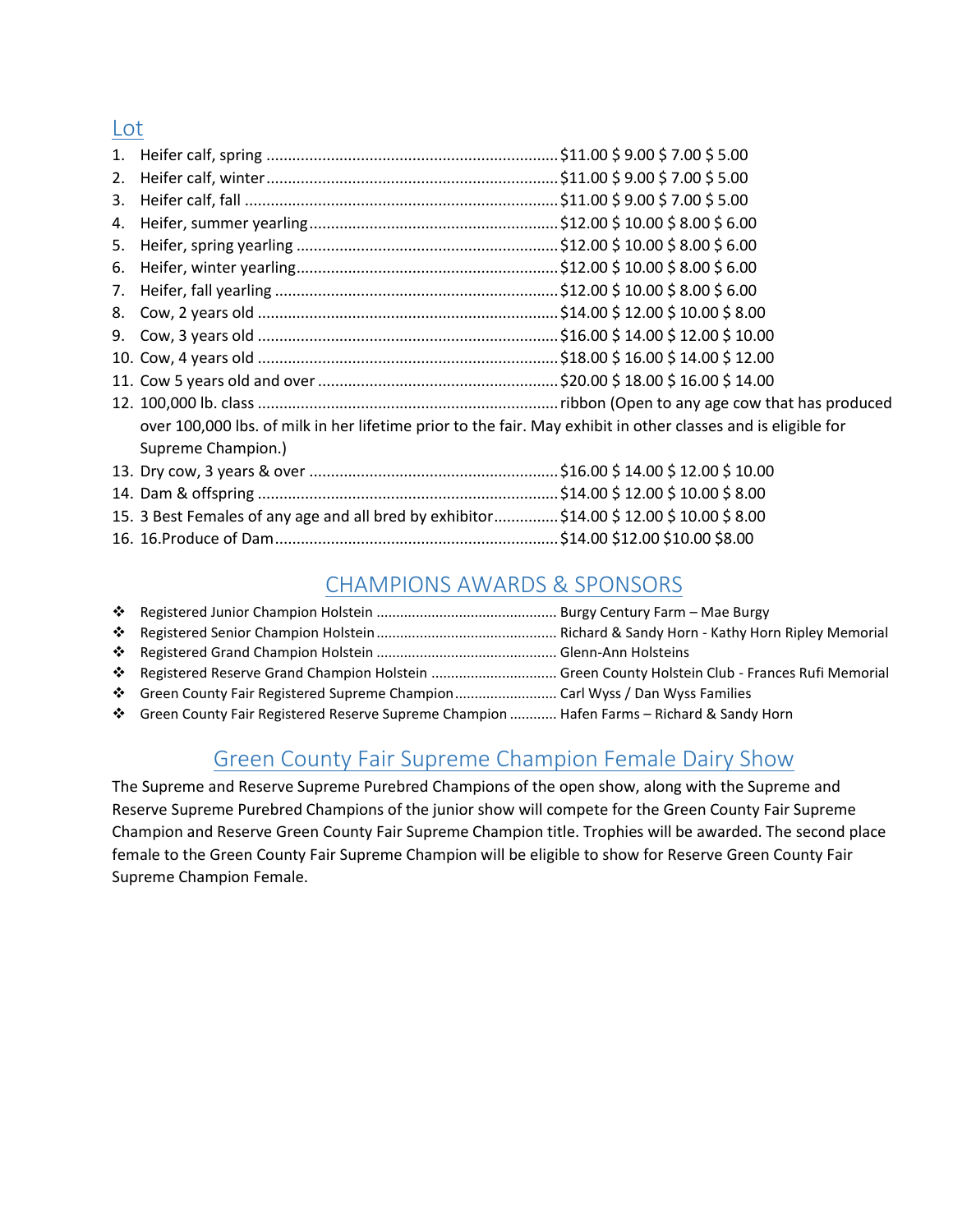## Lot

1. Heifer calf, spring ........................................................................ $11.00 $ 9.00 $ 7.00 $ 5.00
2. Heifer calf, winter ........................................................................ $11.00 $ 9.00 $ 7.00 $ 5.00
3. Heifer calf, fall ............................................................................. $11.00 $ 9.00 $ 7.00 $ 5.00
4. Heifer, summer yearling ................................................................ $12.00 $ 10.00 $ 8.00 $ 6.00
5. Heifer, spring yearling .................................................................. $12.00 $ 10.00 $ 8.00 $ 6.00
6. Heifer, winter yearling .................................................................. $12.00 $ 10.00 $ 8.00 $ 6.00
7. Heifer, fall yearling ....................................................................... $12.00 $ 10.00 $ 8.00 $ 6.00
8. Cow, 2 years old ........................................................................... $14.00 $ 12.00 $ 10.00 $ 8.00
9. Cow, 3 years old ........................................................................... $16.00 $ 14.00 $ 12.00 $ 10.00
10. Cow, 4 years old ......................................................................... $18.00 $ 16.00 $ 14.00 $ 12.00
11. Cow 5 years old and over ........................................................... $20.00 $ 18.00 $ 16.00 $ 14.00
12. 100,000 lb. class ......................................................................... ribbon (Open to any age cow that has produced over 100,000 lbs. of milk in her lifetime prior to the fair. May exhibit in other classes and is eligible for Supreme Champion.)
13. Dry cow, 3 years & over .............................................................. $16.00 $ 14.00 $ 12.00 $ 10.00
14. Dam & offspring .......................................................................... $14.00 $ 12.00 $ 10.00 $ 8.00
15. 3 Best Females of any age and all bred by exhibitor ................... $14.00 $ 12.00 $ 10.00 $ 8.00
16. 16.Produce of Dam ....................................................................... $14.00 $12.00 $10.00 $8.00

## CHAMPIONS AWARDS & SPONSORS

- Registered Junior Champion Holstein ............................................ Burgy Century Farm – Mae Burgy
- Registered Senior Champion Holstein ............................................ Richard & Sandy Horn - Kathy Horn Ripley Memorial
- Registered Grand Champion Holstein ............................................ Glenn-Ann Holsteins
- Registered Reserve Grand Champion Holstein ............................... Green County Holstein Club - Frances Rufi Memorial
- Green County Fair Registered Supreme Champion .......................... Carl Wyss / Dan Wyss Families
- Green County Fair Registered Reserve Supreme Champion ........... Hafen Farms – Richard & Sandy Horn

## Green County Fair Supreme Champion Female Dairy Show

The Supreme and Reserve Supreme Purebred Champions of the open show, along with the Supreme and Reserve Supreme Purebred Champions of the junior show will compete for the Green County Fair Supreme Champion and Reserve Green County Fair Supreme Champion title. Trophies will be awarded. The second place female to the Green County Fair Supreme Champion will be eligible to show for Reserve Green County Fair Supreme Champion Female.